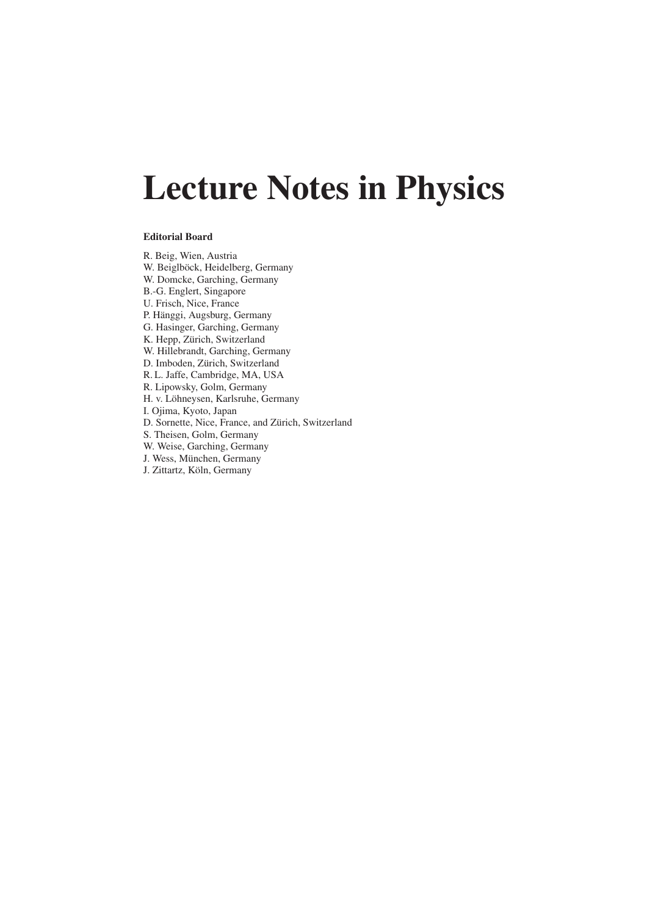# Lecture Notes in Physics

**Editorial Board**

R. Beig, Wien, Austria
W. Beiglböck, Heidelberg, Germany
W. Domcke, Garching, Germany
B.-G. Englert, Singapore
U. Frisch, Nice, France
P. Hänggi, Augsburg, Germany
G. Hasinger, Garching, Germany
K. Hepp, Zürich, Switzerland
W. Hillebrandt, Garching, Germany
D. Imboden, Zürich, Switzerland
R. L. Jaffe, Cambridge, MA, USA
R. Lipowsky, Golm, Germany
H. v. Löhneysen, Karlsruhe, Germany
I. Ojima, Kyoto, Japan
D. Sornette, Nice, France, and Zürich, Switzerland
S. Theisen, Golm, Germany
W. Weise, Garching, Germany
J. Wess, München, Germany
J. Zittartz, Köln, Germany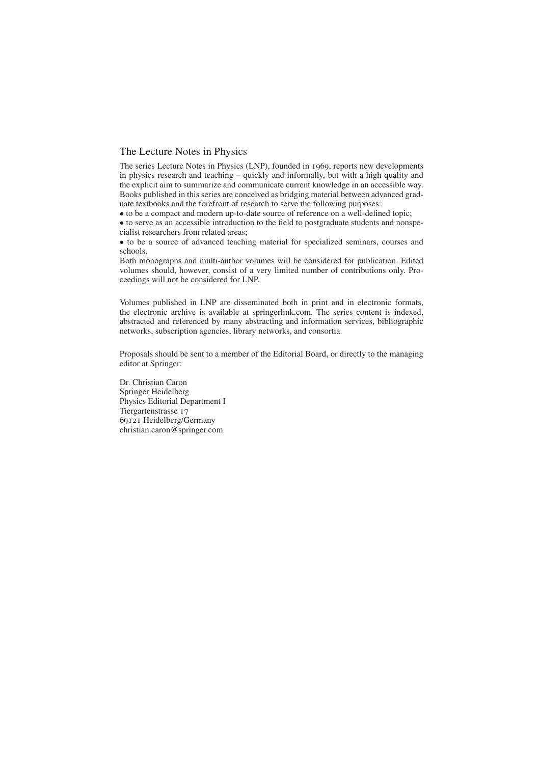## The Lecture Notes in Physics

The series Lecture Notes in Physics (LNP), founded in 1969, reports new developments in physics research and teaching – quickly and informally, but with a high quality and the explicit aim to summarize and communicate current knowledge in an accessible way. Books published in this series are conceived as bridging material between advanced graduate textbooks and the forefront of research to serve the following purposes:

- to be a compact and modern up-to-date source of reference on a well-defined topic;
- to serve as an accessible introduction to the field to postgraduate students and nonspecialist researchers from related areas;
- to be a source of advanced teaching material for specialized seminars, courses and schools.

Both monographs and multi-author volumes will be considered for publication. Edited volumes should, however, consist of a very limited number of contributions only. Proceedings will not be considered for LNP.

Volumes published in LNP are disseminated both in print and in electronic formats, the electronic archive is available at springerlink.com. The series content is indexed, abstracted and referenced by many abstracting and information services, bibliographic networks, subscription agencies, library networks, and consortia.

Proposals should be sent to a member of the Editorial Board, or directly to the managing editor at Springer:

Dr. Christian Caron
Springer Heidelberg
Physics Editorial Department I
Tiergartenstrasse 17
69121 Heidelberg/Germany
christian.caron@springer.com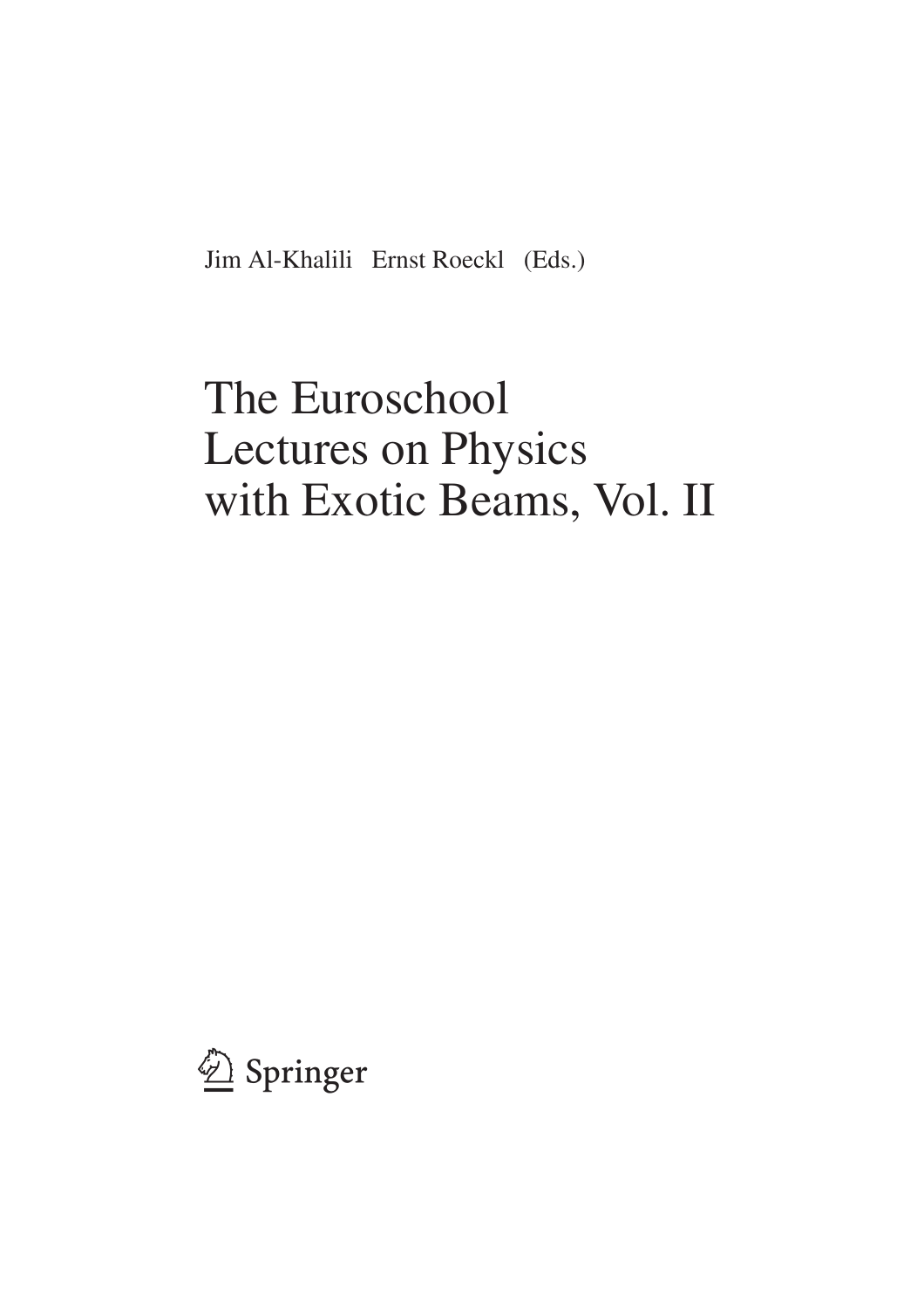Jim Al-Khalili Ernst Roeckl (Eds.)

# The Euroschool Lectures on Physics with Exotic Beams, Vol. II

Springer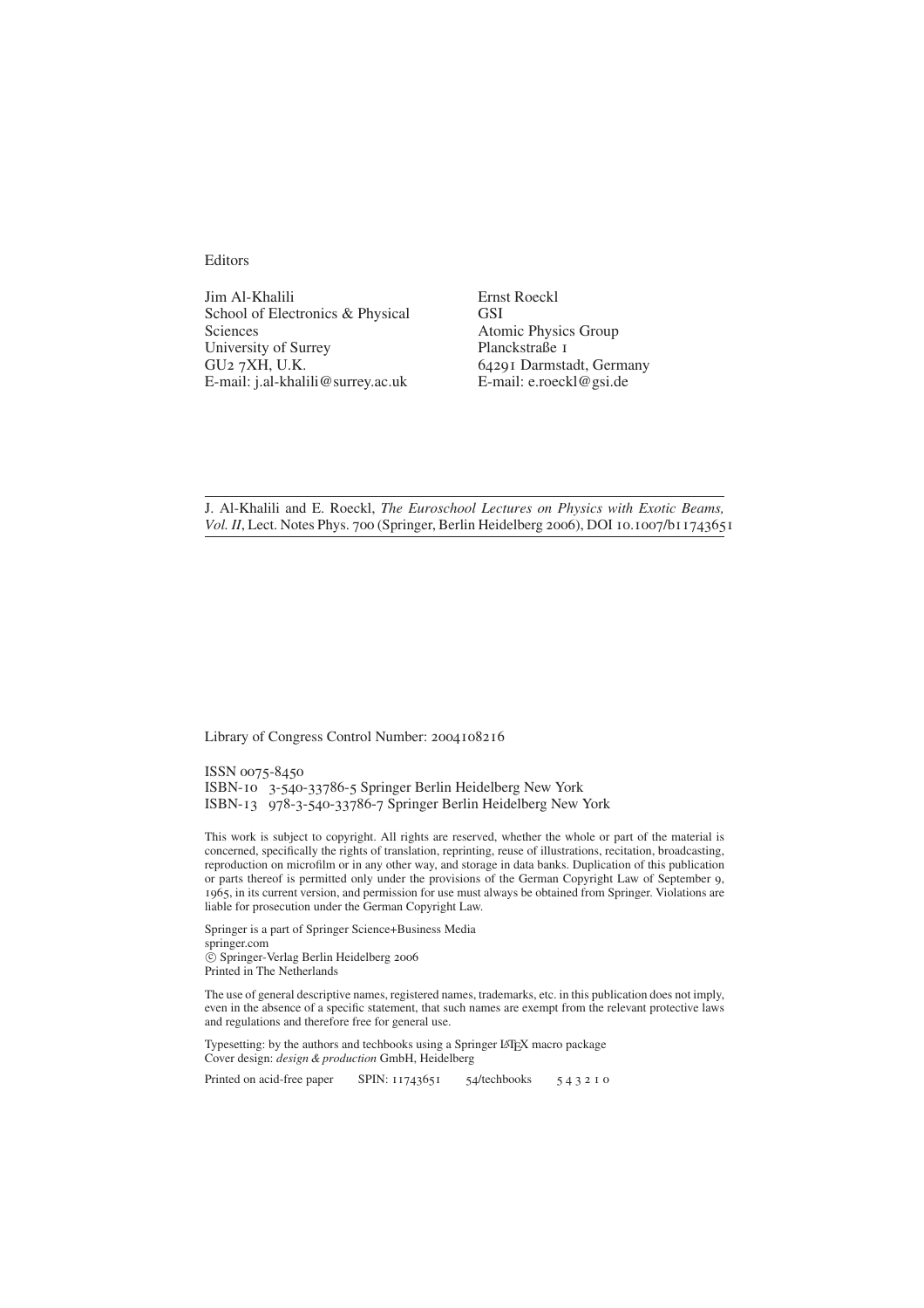Editors

Jim Al-Khalili
School of Electronics & Physical Sciences
University of Surrey
GU2 7XH, U.K.
E-mail: j.al-khalili@surrey.ac.uk

Ernst Roeckl
GSI
Atomic Physics Group
Planckstraße 1
64291 Darmstadt, Germany
E-mail: e.roeckl@gsi.de

J. Al-Khalili and E. Roeckl, *The Euroschool Lectures on Physics with Exotic Beams, Vol. II*, Lect. Notes Phys. 700 (Springer, Berlin Heidelberg 2006), DOI 10.1007/b11743651

Library of Congress Control Number: 2004108216

ISSN 0075-8450
ISBN-10 3-540-33786-5 Springer Berlin Heidelberg New York
ISBN-13 978-3-540-33786-7 Springer Berlin Heidelberg New York

This work is subject to copyright. All rights are reserved, whether the whole or part of the material is concerned, specifically the rights of translation, reprinting, reuse of illustrations, recitation, broadcasting, reproduction on microfilm or in any other way, and storage in data banks. Duplication of this publication or parts thereof is permitted only under the provisions of the German Copyright Law of September 9, 1965, in its current version, and permission for use must always be obtained from Springer. Violations are liable for prosecution under the German Copyright Law.

Springer is a part of Springer Science+Business Media
springer.com
© Springer-Verlag Berlin Heidelberg 2006
Printed in The Netherlands

The use of general descriptive names, registered names, trademarks, etc. in this publication does not imply, even in the absence of a specific statement, that such names are exempt from the relevant protective laws and regulations and therefore free for general use.

Typesetting: by the authors and techbooks using a Springer LaTeX macro package
Cover design: *design & production* GmbH, Heidelberg

Printed on acid-free paper SPIN: 11743651 54/techbooks 5 4 3 2 1 0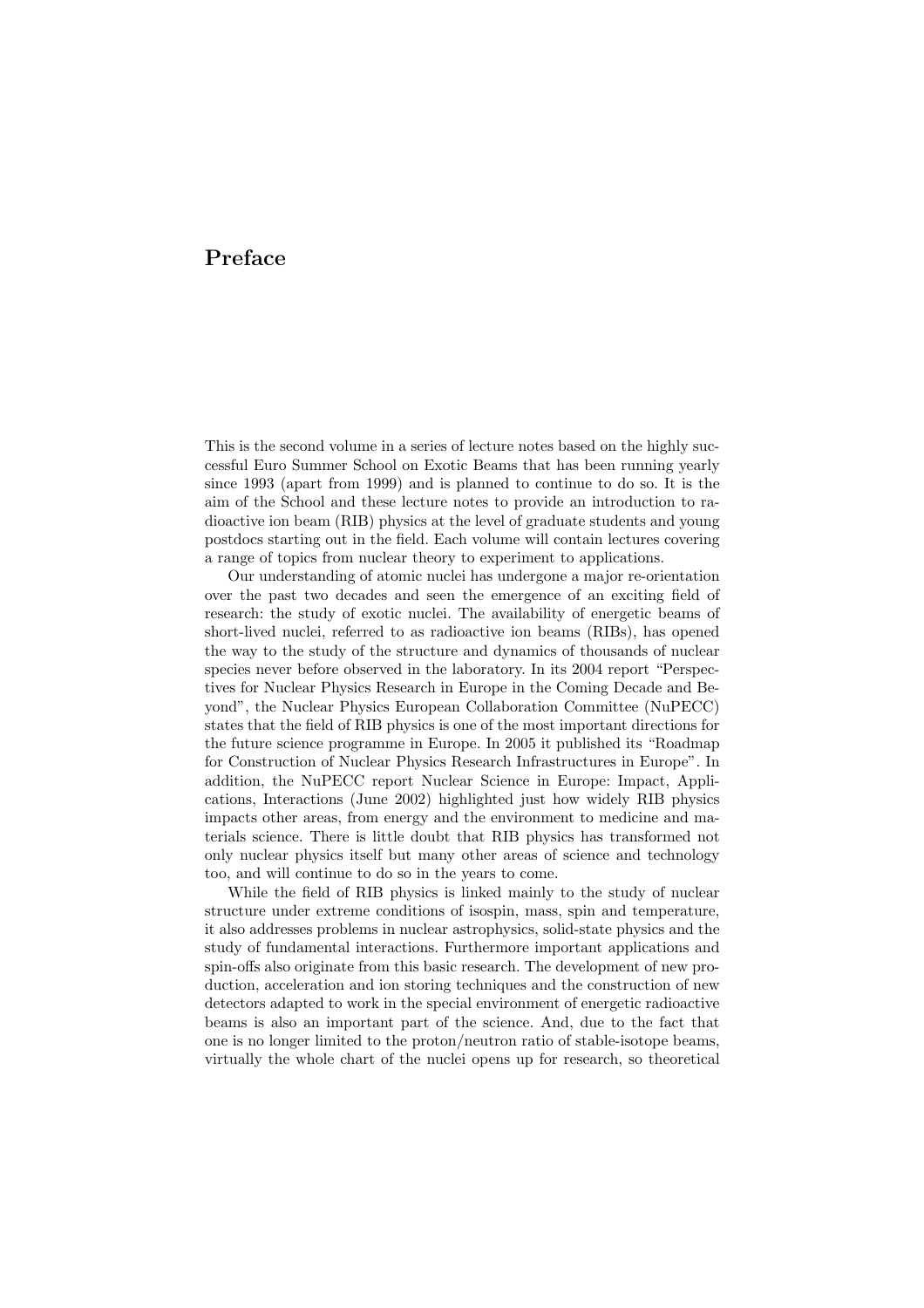# Preface

This is the second volume in a series of lecture notes based on the highly successful Euro Summer School on Exotic Beams that has been running yearly since 1993 (apart from 1999) and is planned to continue to do so. It is the aim of the School and these lecture notes to provide an introduction to radioactive ion beam (RIB) physics at the level of graduate students and young postdocs starting out in the field. Each volume will contain lectures covering a range of topics from nuclear theory to experiment to applications.

Our understanding of atomic nuclei has undergone a major re-orientation over the past two decades and seen the emergence of an exciting field of research: the study of exotic nuclei. The availability of energetic beams of short-lived nuclei, referred to as radioactive ion beams (RIBs), has opened the way to the study of the structure and dynamics of thousands of nuclear species never before observed in the laboratory. In its 2004 report "Perspectives for Nuclear Physics Research in Europe in the Coming Decade and Beyond", the Nuclear Physics European Collaboration Committee (NuPECC) states that the field of RIB physics is one of the most important directions for the future science programme in Europe. In 2005 it published its "Roadmap for Construction of Nuclear Physics Research Infrastructures in Europe". In addition, the NuPECC report Nuclear Science in Europe: Impact, Applications, Interactions (June 2002) highlighted just how widely RIB physics impacts other areas, from energy and the environment to medicine and materials science. There is little doubt that RIB physics has transformed not only nuclear physics itself but many other areas of science and technology too, and will continue to do so in the years to come.

While the field of RIB physics is linked mainly to the study of nuclear structure under extreme conditions of isospin, mass, spin and temperature, it also addresses problems in nuclear astrophysics, solid-state physics and the study of fundamental interactions. Furthermore important applications and spin-offs also originate from this basic research. The development of new production, acceleration and ion storing techniques and the construction of new detectors adapted to work in the special environment of energetic radioactive beams is also an important part of the science. And, due to the fact that one is no longer limited to the proton/neutron ratio of stable-isotope beams, virtually the whole chart of the nuclei opens up for research, so theoretical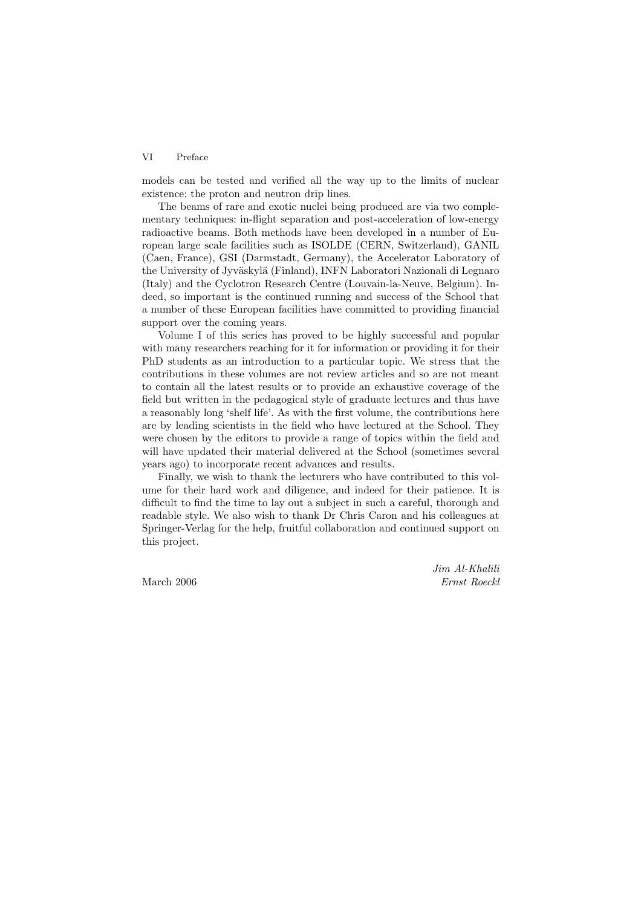models can be tested and verified all the way up to the limits of nuclear existence: the proton and neutron drip lines.

The beams of rare and exotic nuclei being produced are via two complementary techniques: in-flight separation and post-acceleration of low-energy radioactive beams. Both methods have been developed in a number of European large scale facilities such as ISOLDE (CERN, Switzerland), GANIL (Caen, France), GSI (Darmstadt, Germany), the Accelerator Laboratory of the University of Jyväskylä (Finland), INFN Laboratori Nazionali di Legnaro (Italy) and the Cyclotron Research Centre (Louvain-la-Neuve, Belgium). Indeed, so important is the continued running and success of the School that a number of these European facilities have committed to providing financial support over the coming years.

Volume I of this series has proved to be highly successful and popular with many researchers reaching for it for information or providing it for their PhD students as an introduction to a particular topic. We stress that the contributions in these volumes are not review articles and so are not meant to contain all the latest results or to provide an exhaustive coverage of the field but written in the pedagogical style of graduate lectures and thus have a reasonably long 'shelf life'. As with the first volume, the contributions here are by leading scientists in the field who have lectured at the School. They were chosen by the editors to provide a range of topics within the field and will have updated their material delivered at the School (sometimes several years ago) to incorporate recent advances and results.

Finally, we wish to thank the lecturers who have contributed to this volume for their hard work and diligence, and indeed for their patience. It is difficult to find the time to lay out a subject in such a careful, thorough and readable style. We also wish to thank Dr Chris Caron and his colleagues at Springer-Verlag for the help, fruitful collaboration and continued support on this project.

*Jim Al-Khalili*

March 2006 *Ernst Roeckl*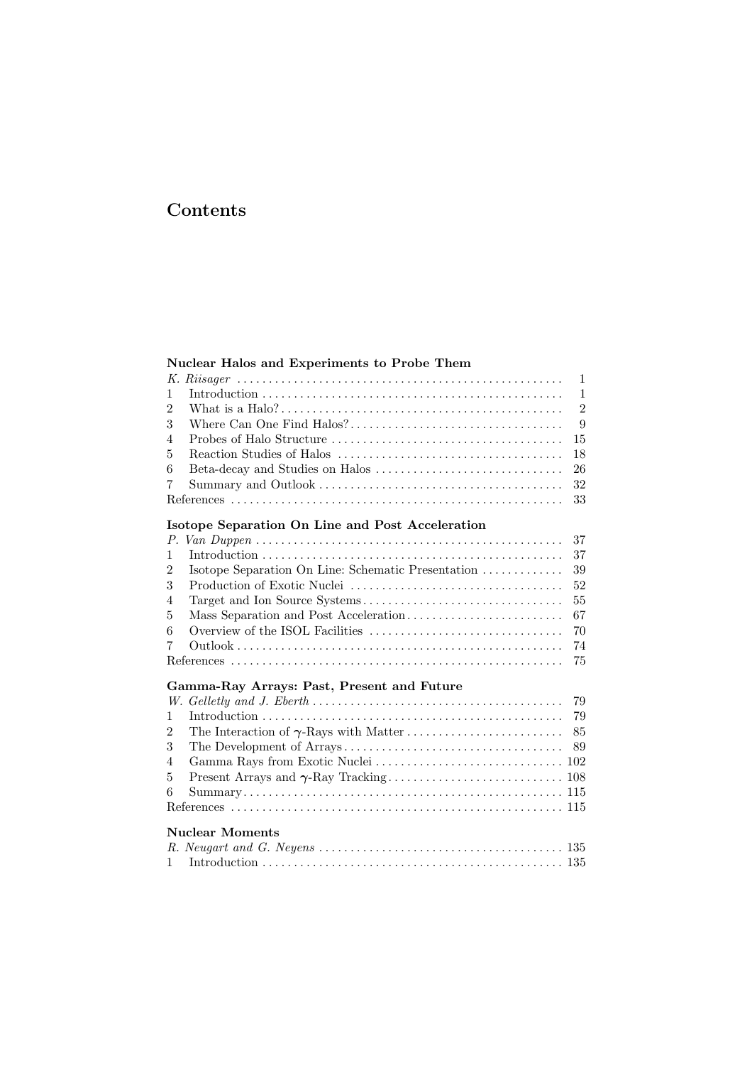# Contents

**Nuclear Halos and Experiments to Probe Them**

*K. Riisager* ... 1
1 Introduction ... 1
2 What is a Halo? ... 2
3 Where Can One Find Halos? ... 9
4 Probes of Halo Structure ... 15
5 Reaction Studies of Halos ... 18
6 Beta-decay and Studies on Halos ... 26
7 Summary and Outlook ... 32
References ... 33

**Isotope Separation On Line and Post Acceleration**

*P. Van Duppen* ... 37
1 Introduction ... 37
2 Isotope Separation On Line: Schematic Presentation ... 39
3 Production of Exotic Nuclei ... 52
4 Target and Ion Source Systems ... 55
5 Mass Separation and Post Acceleration ... 67
6 Overview of the ISOL Facilities ... 70
7 Outlook ... 74
References ... 75

**Gamma-Ray Arrays: Past, Present and Future**

*W. Gelletly and J. Eberth* ... 79
1 Introduction ... 79
2 The Interaction of $\gamma$-Rays with Matter ... 85
3 The Development of Arrays ... 89
4 Gamma Rays from Exotic Nuclei ... 102
5 Present Arrays and $\gamma$-Ray Tracking ... 108
6 Summary ... 115
References ... 115

**Nuclear Moments**

*R. Neugart and G. Neyens* ... 135
1 Introduction ... 135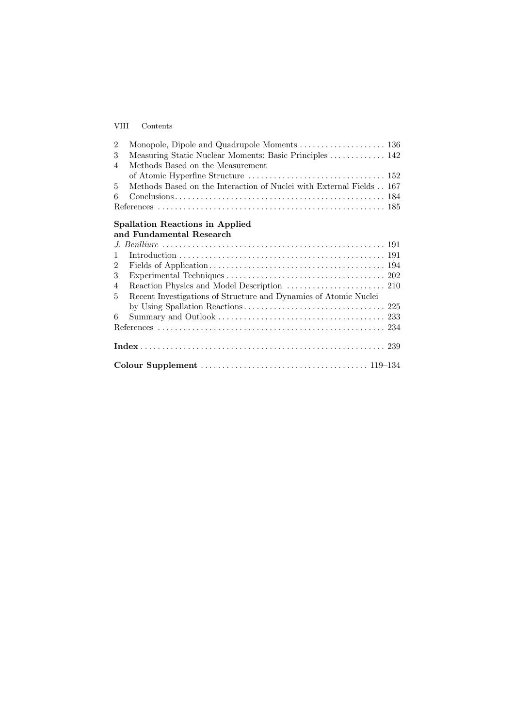2 Monopole, Dipole and Quadrupole Moments . . . . . . . . . . . . . . . . . . . . 136
3 Measuring Static Nuclear Moments: Basic Principles . . . . . . . . . . . . . 142
4 Methods Based on the Measurement of Atomic Hyperfine Structure . . . . . . . . . . . . . . . . . . . . . . . . . . . . . . . . 152
5 Methods Based on the Interaction of Nuclei with External Fields . . 167
6 Conclusions . . . . . . . . . . . . . . . . . . . . . . . . . . . . . . . . . . . . . . . . . . . . . . . . . 184
References . . . . . . . . . . . . . . . . . . . . . . . . . . . . . . . . . . . . . . . . . . . . . . . . . . . . 185

**Spallation Reactions in Applied and Fundamental Research**
*J. Benlliure* . . . . . . . . . . . . . . . . . . . . . . . . . . . . . . . . . . . . . . . . . . . . . . . . . . . 191
1 Introduction . . . . . . . . . . . . . . . . . . . . . . . . . . . . . . . . . . . . . . . . . . . . . . . . . 191
2 Fields of Application . . . . . . . . . . . . . . . . . . . . . . . . . . . . . . . . . . . . . . . . . . 194
3 Experimental Techniques . . . . . . . . . . . . . . . . . . . . . . . . . . . . . . . . . . . . . . 202
4 Reaction Physics and Model Description . . . . . . . . . . . . . . . . . . . . . . . 210
5 Recent Investigations of Structure and Dynamics of Atomic Nuclei by Using Spallation Reactions . . . . . . . . . . . . . . . . . . . . . . . . . . . . . . . . . . 225
6 Summary and Outlook . . . . . . . . . . . . . . . . . . . . . . . . . . . . . . . . . . . . . . . . 233
References . . . . . . . . . . . . . . . . . . . . . . . . . . . . . . . . . . . . . . . . . . . . . . . . . . . . 234

**Index** . . . . . . . . . . . . . . . . . . . . . . . . . . . . . . . . . . . . . . . . . . . . . . . . . . . . . . . . 239

**Colour Supplement** . . . . . . . . . . . . . . . . . . . . . . . . . . . . . . . . . . . . . . . 119–134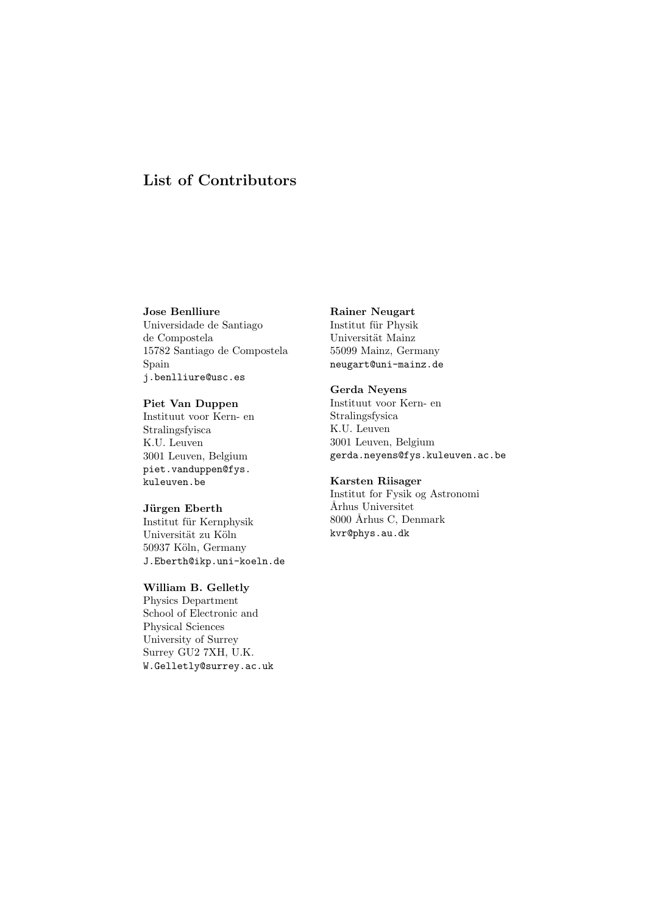# List of Contributors

**Jose Benlliure**
Universidade de Santiago
de Compostela
15782 Santiago de Compostela
Spain
`j.benlliure@usc.es`

**Piet Van Duppen**
Instituut voor Kern- en
Stralingsfyisca
K.U. Leuven
3001 Leuven, Belgium
`piet.vanduppen@fys.`
`kuleuven.be`

**Jürgen Eberth**
Institut für Kernphysik
Universität zu Köln
50937 Köln, Germany
`J.Eberth@ikp.uni-koeln.de`

**William B. Gelletly**
Physics Department
School of Electronic and
Physical Sciences
University of Surrey
Surrey GU2 7XH, U.K.
`W.Gelletly@surrey.ac.uk`

**Rainer Neugart**
Institut für Physik
Universität Mainz
55099 Mainz, Germany
`neugart@uni-mainz.de`

**Gerda Neyens**
Instituut voor Kern- en
Stralingsfysica
K.U. Leuven
3001 Leuven, Belgium
`gerda.neyens@fys.kuleuven.ac.be`

**Karsten Riisager**
Institut for Fysik og Astronomi
Århus Universitet
8000 Århus C, Denmark
`kvr@phys.au.dk`